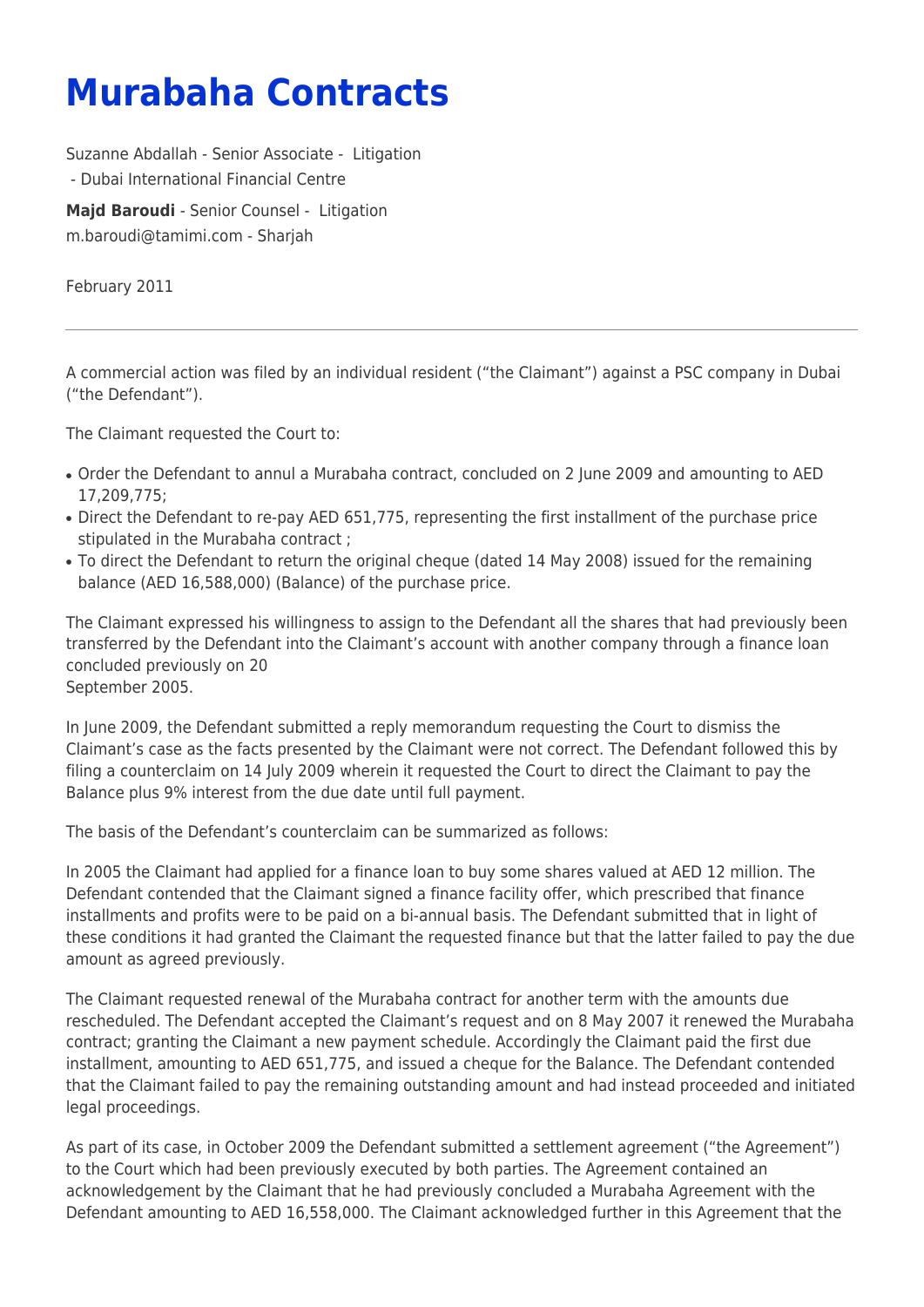# Murabaha Contracts

Suzanne Abdallah - Senior Associate - Litigation
 - Dubai International Financial Centre

**Majd Baroudi** - Senior Counsel - Litigation
m.baroudi@tamimi.com - Sharjah

February 2011

---

A commercial action was filed by an individual resident ("the Claimant") against a PSC company in Dubai ("the Defendant").

The Claimant requested the Court to:

- Order the Defendant to annul a Murabaha contract, concluded on 2 June 2009 and amounting to AED 17,209,775;
- Direct the Defendant to re-pay AED 651,775, representing the first installment of the purchase price stipulated in the Murabaha contract ;
- To direct the Defendant to return the original cheque (dated 14 May 2008) issued for the remaining balance (AED 16,588,000) (Balance) of the purchase price.

The Claimant expressed his willingness to assign to the Defendant all the shares that had previously been transferred by the Defendant into the Claimant's account with another company through a finance loan concluded previously on 20 September 2005.

In June 2009, the Defendant submitted a reply memorandum requesting the Court to dismiss the Claimant's case as the facts presented by the Claimant were not correct. The Defendant followed this by filing a counterclaim on 14 July 2009 wherein it requested the Court to direct the Claimant to pay the Balance plus 9% interest from the due date until full payment.

The basis of the Defendant's counterclaim can be summarized as follows:

In 2005 the Claimant had applied for a finance loan to buy some shares valued at AED 12 million. The Defendant contended that the Claimant signed a finance facility offer, which prescribed that finance installments and profits were to be paid on a bi-annual basis. The Defendant submitted that in light of these conditions it had granted the Claimant the requested finance but that the latter failed to pay the due amount as agreed previously.

The Claimant requested renewal of the Murabaha contract for another term with the amounts due rescheduled. The Defendant accepted the Claimant's request and on 8 May 2007 it renewed the Murabaha contract; granting the Claimant a new payment schedule. Accordingly the Claimant paid the first due installment, amounting to AED 651,775, and issued a cheque for the Balance. The Defendant contended that the Claimant failed to pay the remaining outstanding amount and had instead proceeded and initiated legal proceedings.

As part of its case, in October 2009 the Defendant submitted a settlement agreement ("the Agreement") to the Court which had been previously executed by both parties. The Agreement contained an acknowledgement by the Claimant that he had previously concluded a Murabaha Agreement with the Defendant amounting to AED 16,558,000. The Claimant acknowledged further in this Agreement that the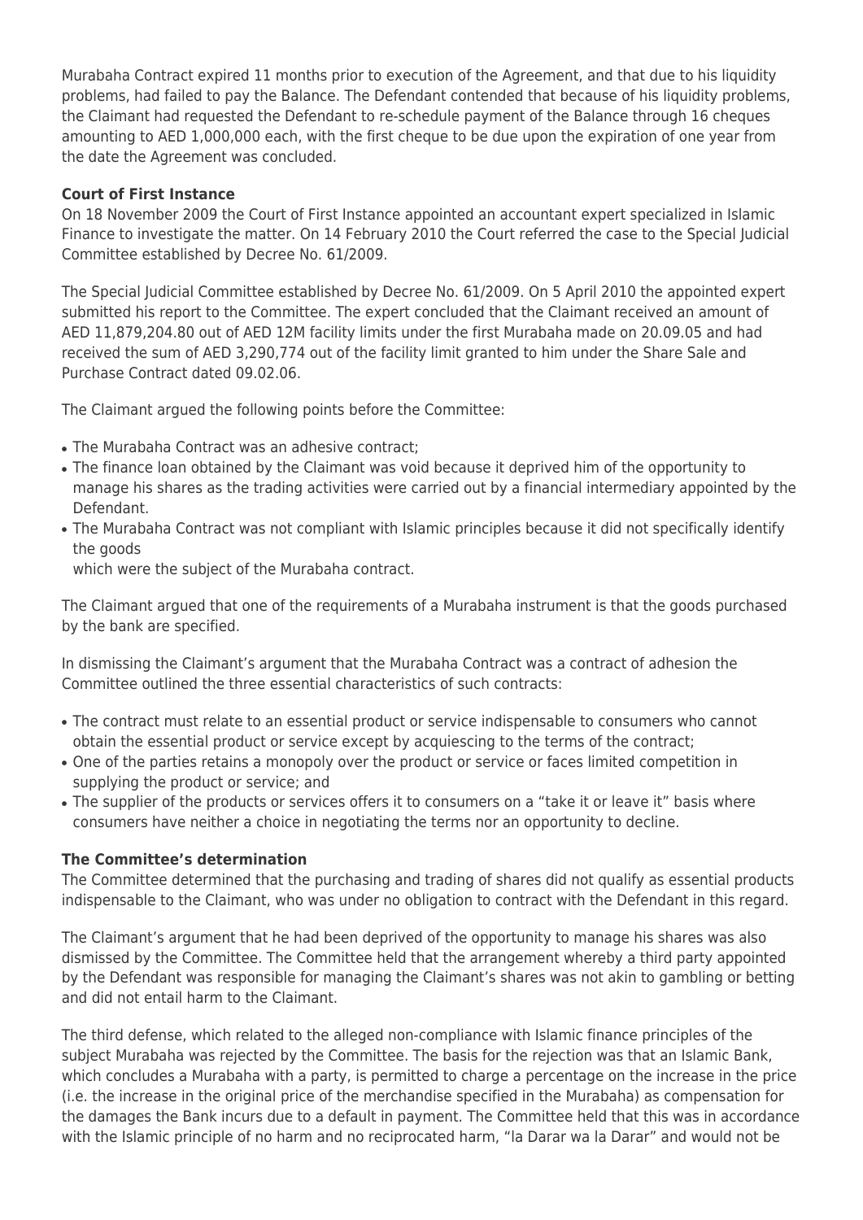Murabaha Contract expired 11 months prior to execution of the Agreement, and that due to his liquidity problems, had failed to pay the Balance. The Defendant contended that because of his liquidity problems, the Claimant had requested the Defendant to re-schedule payment of the Balance through 16 cheques amounting to AED 1,000,000 each, with the first cheque to be due upon the expiration of one year from the date the Agreement was concluded.

**Court of First Instance**

On 18 November 2009 the Court of First Instance appointed an accountant expert specialized in Islamic Finance to investigate the matter. On 14 February 2010 the Court referred the case to the Special Judicial Committee established by Decree No. 61/2009.

The Special Judicial Committee established by Decree No. 61/2009. On 5 April 2010 the appointed expert submitted his report to the Committee. The expert concluded that the Claimant received an amount of AED 11,879,204.80 out of AED 12M facility limits under the first Murabaha made on 20.09.05 and had received the sum of AED 3,290,774 out of the facility limit granted to him under the Share Sale and Purchase Contract dated 09.02.06.

The Claimant argued the following points before the Committee:

- The Murabaha Contract was an adhesive contract;
- The finance loan obtained by the Claimant was void because it deprived him of the opportunity to manage his shares as the trading activities were carried out by a financial intermediary appointed by the Defendant.
- The Murabaha Contract was not compliant with Islamic principles because it did not specifically identify the goods
  which were the subject of the Murabaha contract.

The Claimant argued that one of the requirements of a Murabaha instrument is that the goods purchased by the bank are specified.

In dismissing the Claimant's argument that the Murabaha Contract was a contract of adhesion the Committee outlined the three essential characteristics of such contracts:

- The contract must relate to an essential product or service indispensable to consumers who cannot obtain the essential product or service except by acquiescing to the terms of the contract;
- One of the parties retains a monopoly over the product or service or faces limited competition in supplying the product or service; and
- The supplier of the products or services offers it to consumers on a "take it or leave it" basis where consumers have neither a choice in negotiating the terms nor an opportunity to decline.

**The Committee's determination**

The Committee determined that the purchasing and trading of shares did not qualify as essential products indispensable to the Claimant, who was under no obligation to contract with the Defendant in this regard.

The Claimant's argument that he had been deprived of the opportunity to manage his shares was also dismissed by the Committee. The Committee held that the arrangement whereby a third party appointed by the Defendant was responsible for managing the Claimant's shares was not akin to gambling or betting and did not entail harm to the Claimant.

The third defense, which related to the alleged non-compliance with Islamic finance principles of the subject Murabaha was rejected by the Committee. The basis for the rejection was that an Islamic Bank, which concludes a Murabaha with a party, is permitted to charge a percentage on the increase in the price (i.e. the increase in the original price of the merchandise specified in the Murabaha) as compensation for the damages the Bank incurs due to a default in payment. The Committee held that this was in accordance with the Islamic principle of no harm and no reciprocated harm, "la Darar wa la Darar" and would not be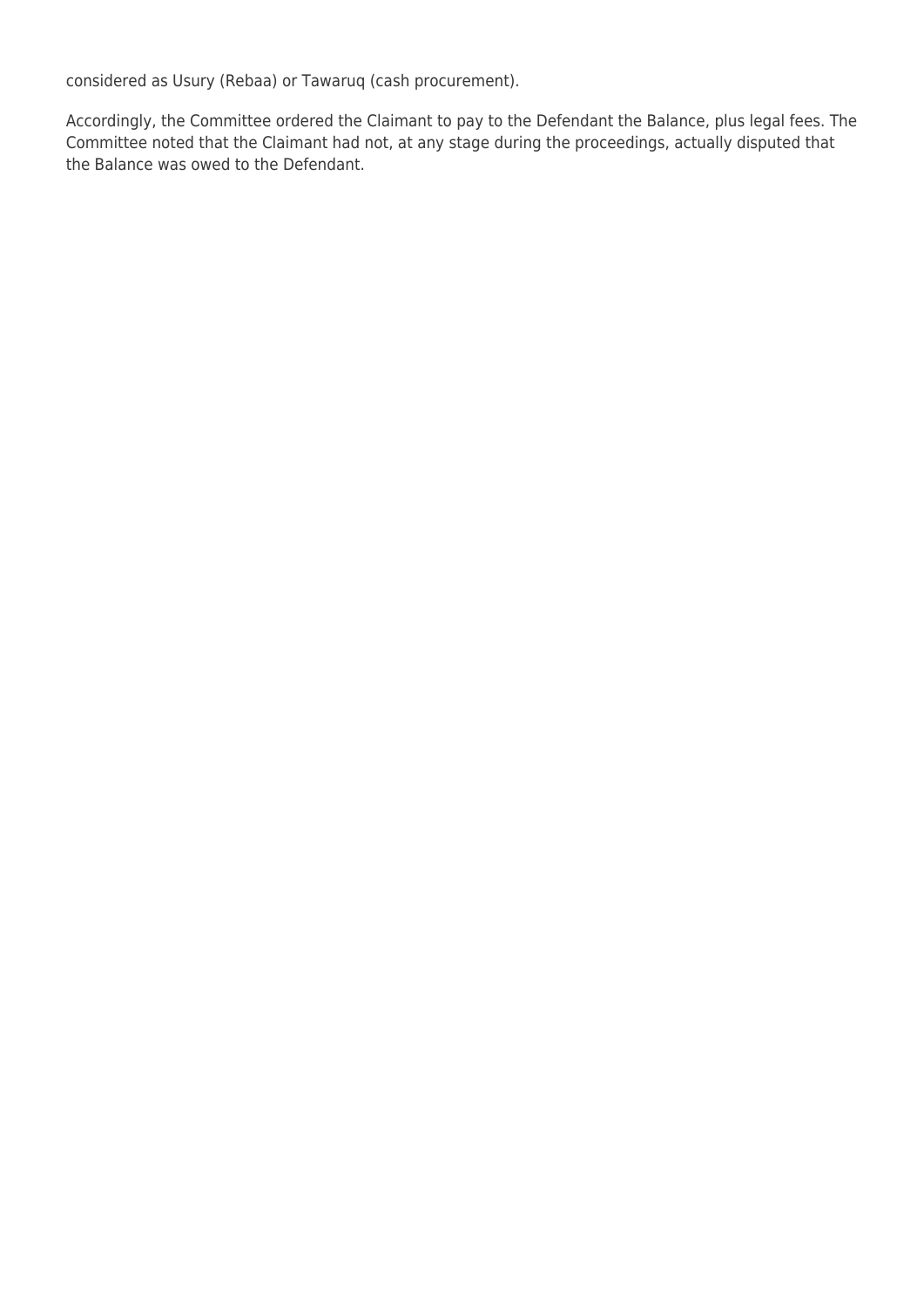considered as Usury (Rebaa) or Tawaruq (cash procurement).

Accordingly, the Committee ordered the Claimant to pay to the Defendant the Balance, plus legal fees. The Committee noted that the Claimant had not, at any stage during the proceedings, actually disputed that the Balance was owed to the Defendant.